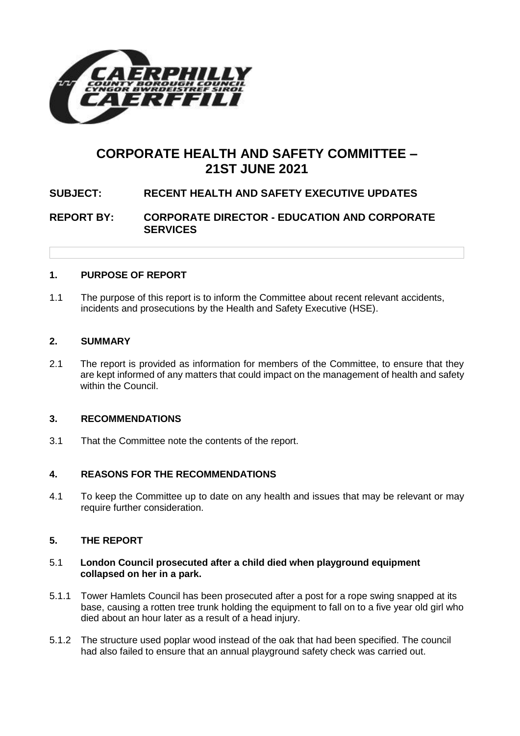# CORPORATE HEALTH AND SAFETY COMMITTEE – 21ST JUNE 2021

**SUBJECT: RECENT HEALTH AND SAFETY EXECUTIVE UPDATES**

**REPORT BY: CORPORATE DIRECTOR - EDUCATION AND CORPORATE SERVICES**

## 1. PURPOSE OF REPORT

1.1 The purpose of this report is to inform the Committee about recent relevant accidents, incidents and prosecutions by the Health and Safety Executive (HSE).

## 2. SUMMARY

2.1 The report is provided as information for members of the Committee, to ensure that they are kept informed of any matters that could impact on the management of health and safety within the Council.

## 3. RECOMMENDATIONS

3.1 That the Committee note the contents of the report.

## 4. REASONS FOR THE RECOMMENDATIONS

4.1 To keep the Committee up to date on any health and issues that may be relevant or may require further consideration.

## 5. THE REPORT

### 5.1 London Council prosecuted after a child died when playground equipment collapsed on her in a park.

5.1.1 Tower Hamlets Council has been prosecuted after a post for a rope swing snapped at its base, causing a rotten tree trunk holding the equipment to fall on to a five year old girl who died about an hour later as a result of a head injury.

5.1.2 The structure used poplar wood instead of the oak that had been specified. The council had also failed to ensure that an annual playground safety check was carried out.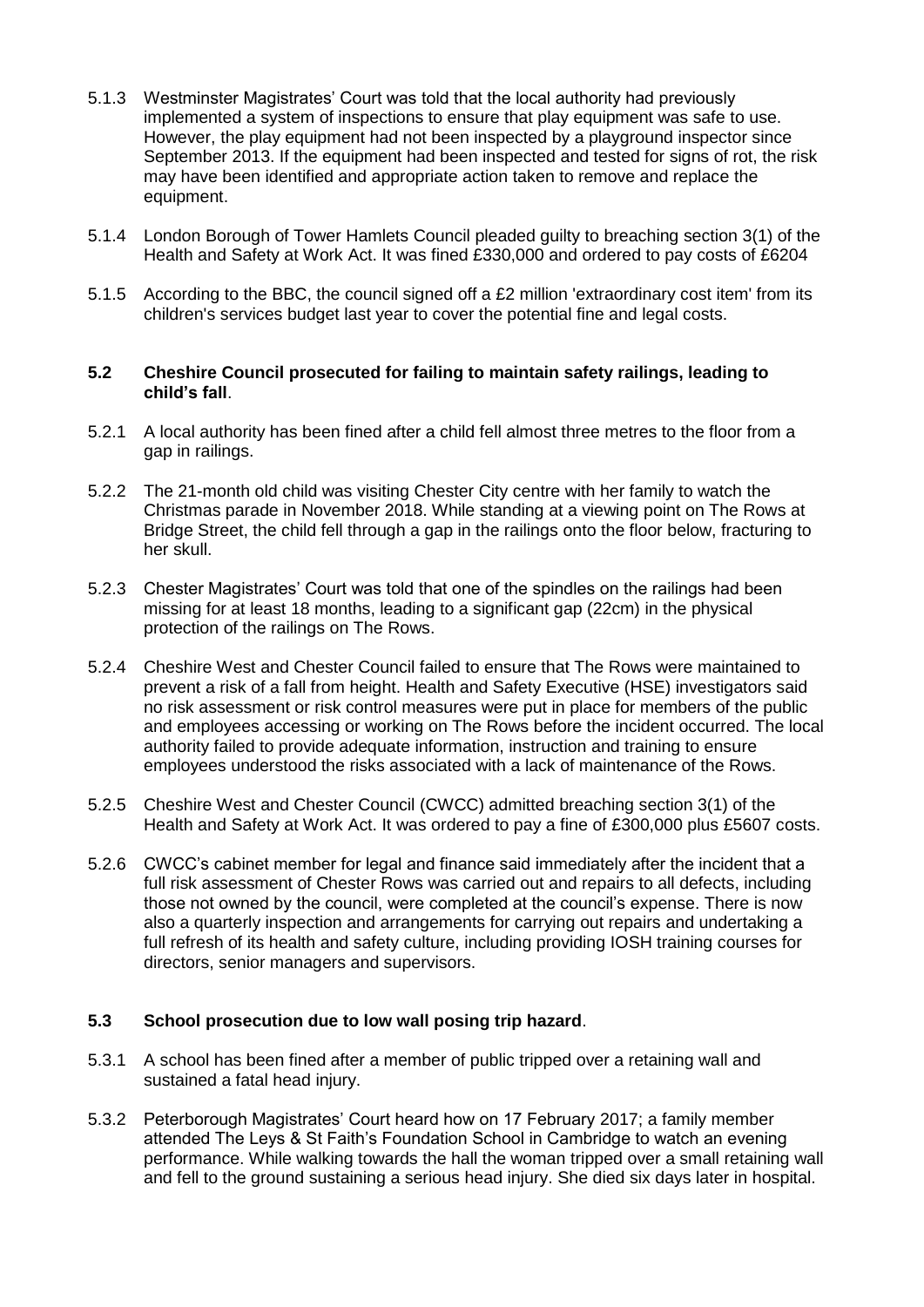5.1.3 Westminster Magistrates' Court was told that the local authority had previously implemented a system of inspections to ensure that play equipment was safe to use. However, the play equipment had not been inspected by a playground inspector since September 2013. If the equipment had been inspected and tested for signs of rot, the risk may have been identified and appropriate action taken to remove and replace the equipment.

5.1.4 London Borough of Tower Hamlets Council pleaded guilty to breaching section 3(1) of the Health and Safety at Work Act. It was fined £330,000 and ordered to pay costs of £6204

5.1.5 According to the BBC, the council signed off a £2 million 'extraordinary cost item' from its children's services budget last year to cover the potential fine and legal costs.

**5.2 Cheshire Council prosecuted for failing to maintain safety railings, leading to child's fall**.

5.2.1 A local authority has been fined after a child fell almost three metres to the floor from a gap in railings.

5.2.2 The 21-month old child was visiting Chester City centre with her family to watch the Christmas parade in November 2018. While standing at a viewing point on The Rows at Bridge Street, the child fell through a gap in the railings onto the floor below, fracturing to her skull.

5.2.3 Chester Magistrates' Court was told that one of the spindles on the railings had been missing for at least 18 months, leading to a significant gap (22cm) in the physical protection of the railings on The Rows.

5.2.4 Cheshire West and Chester Council failed to ensure that The Rows were maintained to prevent a risk of a fall from height. Health and Safety Executive (HSE) investigators said no risk assessment or risk control measures were put in place for members of the public and employees accessing or working on The Rows before the incident occurred. The local authority failed to provide adequate information, instruction and training to ensure employees understood the risks associated with a lack of maintenance of the Rows.

5.2.5 Cheshire West and Chester Council (CWCC) admitted breaching section 3(1) of the Health and Safety at Work Act. It was ordered to pay a fine of £300,000 plus £5607 costs.

5.2.6 CWCC's cabinet member for legal and finance said immediately after the incident that a full risk assessment of Chester Rows was carried out and repairs to all defects, including those not owned by the council, were completed at the council's expense. There is now also a quarterly inspection and arrangements for carrying out repairs and undertaking a full refresh of its health and safety culture, including providing IOSH training courses for directors, senior managers and supervisors.

**5.3 School prosecution due to low wall posing trip hazard**.

5.3.1 A school has been fined after a member of public tripped over a retaining wall and sustained a fatal head injury.

5.3.2 Peterborough Magistrates' Court heard how on 17 February 2017; a family member attended The Leys & St Faith's Foundation School in Cambridge to watch an evening performance. While walking towards the hall the woman tripped over a small retaining wall and fell to the ground sustaining a serious head injury. She died six days later in hospital.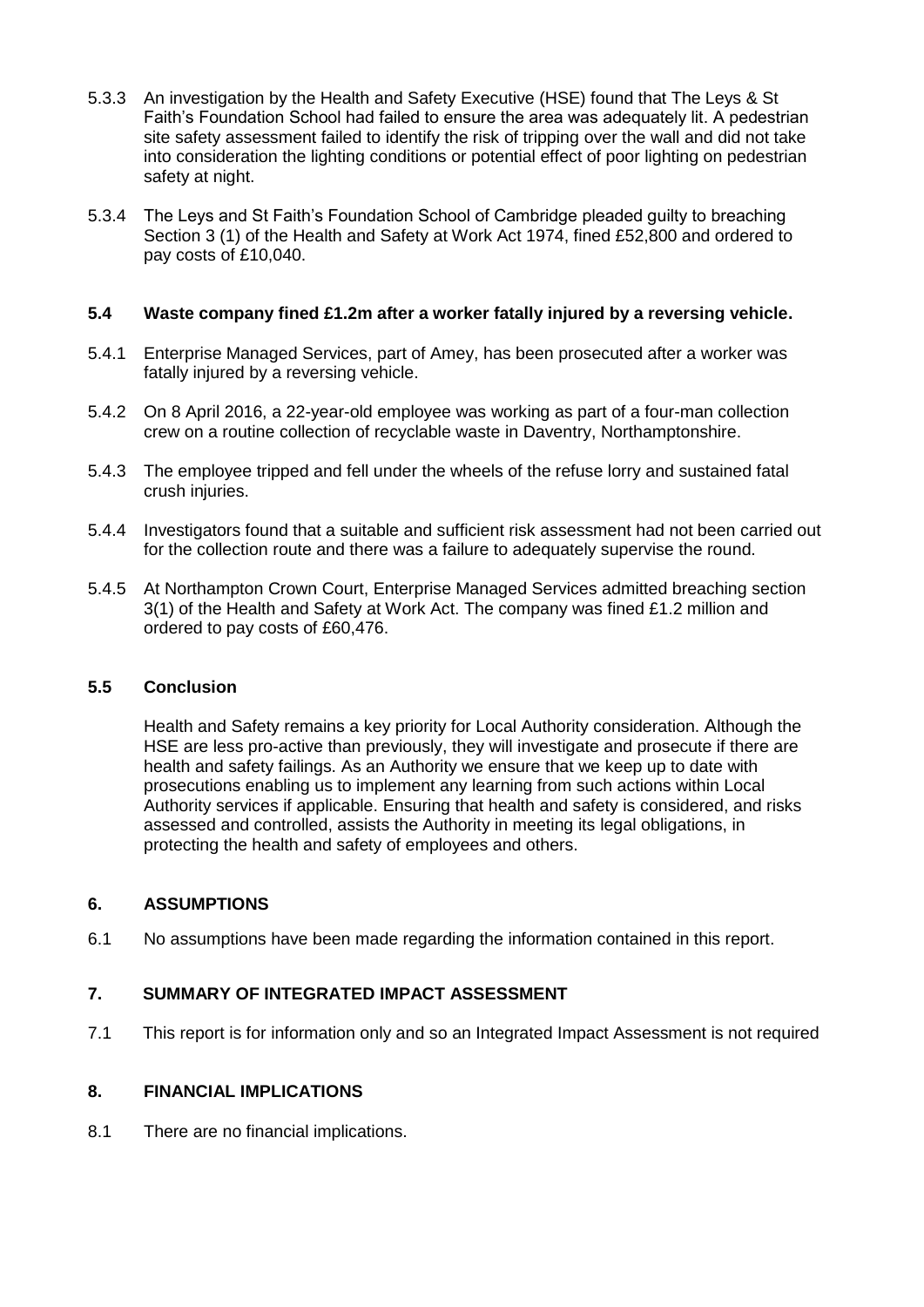5.3.3 An investigation by the Health and Safety Executive (HSE) found that The Leys & St Faith's Foundation School had failed to ensure the area was adequately lit. A pedestrian site safety assessment failed to identify the risk of tripping over the wall and did not take into consideration the lighting conditions or potential effect of poor lighting on pedestrian safety at night.

5.3.4 The Leys and St Faith's Foundation School of Cambridge pleaded guilty to breaching Section 3 (1) of the Health and Safety at Work Act 1974, fined £52,800 and ordered to pay costs of £10,040.

### 5.4 Waste company fined £1.2m after a worker fatally injured by a reversing vehicle.

5.4.1 Enterprise Managed Services, part of Amey, has been prosecuted after a worker was fatally injured by a reversing vehicle.

5.4.2 On 8 April 2016, a 22-year-old employee was working as part of a four-man collection crew on a routine collection of recyclable waste in Daventry, Northamptonshire.

5.4.3 The employee tripped and fell under the wheels of the refuse lorry and sustained fatal crush injuries.

5.4.4 Investigators found that a suitable and sufficient risk assessment had not been carried out for the collection route and there was a failure to adequately supervise the round.

5.4.5 At Northampton Crown Court, Enterprise Managed Services admitted breaching section 3(1) of the Health and Safety at Work Act. The company was fined £1.2 million and ordered to pay costs of £60,476.

### 5.5 Conclusion

Health and Safety remains a key priority for Local Authority consideration. Although the HSE are less pro-active than previously, they will investigate and prosecute if there are health and safety failings. As an Authority we ensure that we keep up to date with prosecutions enabling us to implement any learning from such actions within Local Authority services if applicable. Ensuring that health and safety is considered, and risks assessed and controlled, assists the Authority in meeting its legal obligations, in protecting the health and safety of employees and others.

## 6. ASSUMPTIONS

6.1 No assumptions have been made regarding the information contained in this report.

## 7. SUMMARY OF INTEGRATED IMPACT ASSESSMENT

7.1 This report is for information only and so an Integrated Impact Assessment is not required

## 8. FINANCIAL IMPLICATIONS

8.1 There are no financial implications.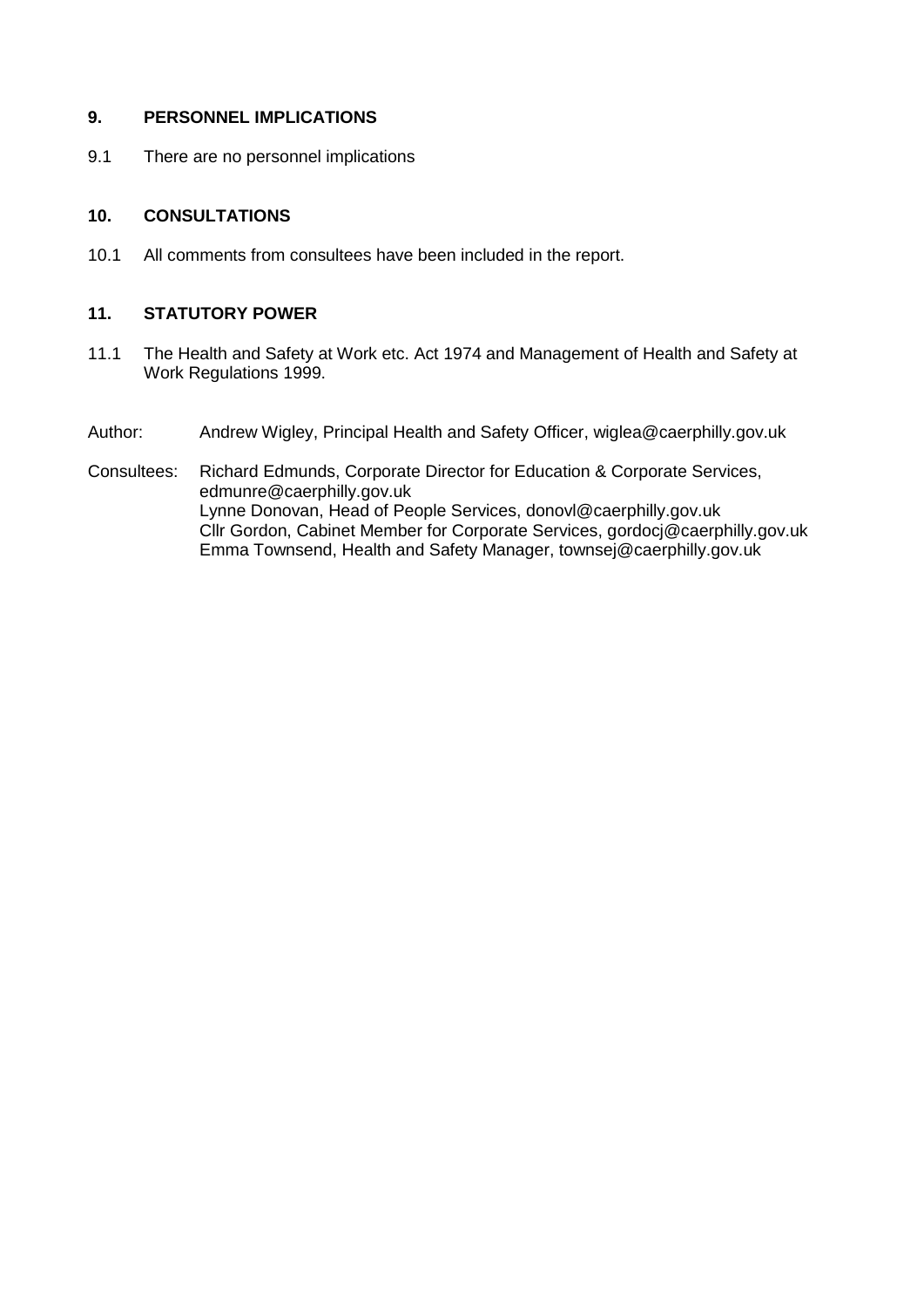## 9. PERSONNEL IMPLICATIONS

9.1 There are no personnel implications

## 10. CONSULTATIONS

10.1 All comments from consultees have been included in the report.

## 11. STATUTORY POWER

11.1 The Health and Safety at Work etc. Act 1974 and Management of Health and Safety at Work Regulations 1999.

Author: Andrew Wigley, Principal Health and Safety Officer, wiglea@caerphilly.gov.uk

Consultees: Richard Edmunds, Corporate Director for Education & Corporate Services, edmunre@caerphilly.gov.uk
Lynne Donovan, Head of People Services, donovl@caerphilly.gov.uk
Cllr Gordon, Cabinet Member for Corporate Services, gordocj@caerphilly.gov.uk
Emma Townsend, Health and Safety Manager, townsej@caerphilly.gov.uk